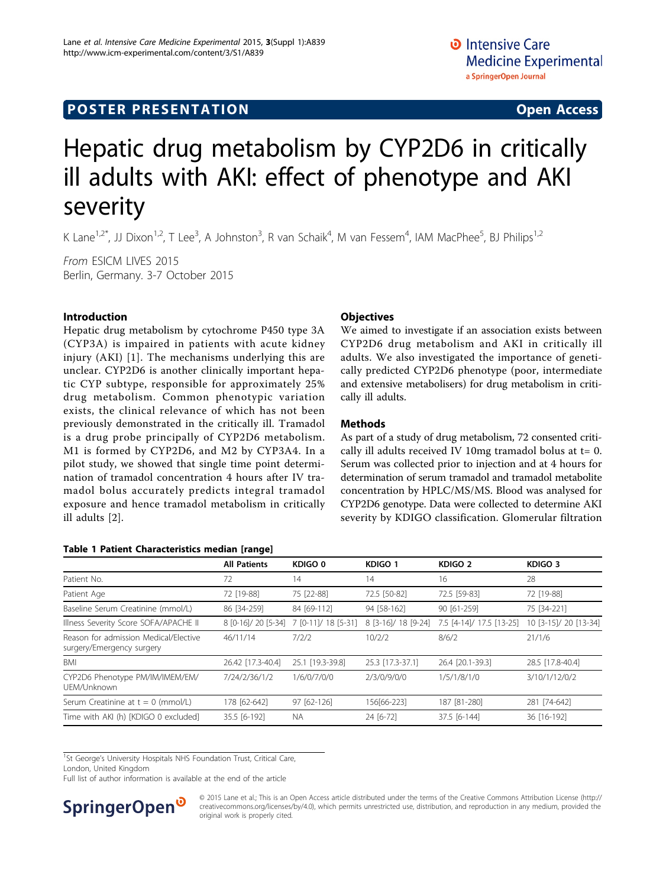POSTER PRESENTATION — Open Access

# Hepatic drug metabolism by CYP2D6 in critically ill adults with AKI: effect of phenotype and AKI severity

K Lane[1,2*], JJ Dixon[1,2], T Lee[3], A Johnston[3], R van Schaik[4], M van Fessem[4], IAM MacPhee[5], BJ Philips[1,2]

*From* ESICM LIVES 2015
Berlin, Germany. 3-7 October 2015

## Introduction

Hepatic drug metabolism by cytochrome P450 type 3A (CYP3A) is impaired in patients with acute kidney injury (AKI) [1]. The mechanisms underlying this are unclear. CYP2D6 is another clinically important hepatic CYP subtype, responsible for approximately 25% drug metabolism. Common phenotypic variation exists, the clinical relevance of which has not been previously demonstrated in the critically ill. Tramadol is a drug probe principally of CYP2D6 metabolism. M1 is formed by CYP2D6, and M2 by CYP3A4. In a pilot study, we showed that single time point determination of tramadol concentration 4 hours after IV tramadol bolus accurately predicts integral tramadol exposure and hence tramadol metabolism in critically ill adults [2].

## Objectives

We aimed to investigate if an association exists between CYP2D6 drug metabolism and AKI in critically ill adults. We also investigated the importance of genetically predicted CYP2D6 phenotype (poor, intermediate and extensive metabolisers) for drug metabolism in critically ill adults.

## Methods

As part of a study of drug metabolism, 72 consented critically ill adults received IV 10mg tramadol bolus at t= 0. Serum was collected prior to injection and at 4 hours for determination of serum tramadol and tramadol metabolite concentration by HPLC/MS/MS. Blood was analysed for CYP2D6 genotype. Data were collected to determine AKI severity by KDIGO classification. Glomerular filtration

**Table 1 Patient Characteristics median [range]**

| | All Patients | KDIGO 0 | KDIGO 1 | KDIGO 2 | KDIGO 3 |
|---|---|---|---|---|---|
| Patient No. | 72 | 14 | 14 | 16 | 28 |
| Patient Age | 72 [19-88] | 75 [22-88] | 72.5 [50-82] | 72.5 [59-83] | 72 [19-88] |
| Baseline Serum Creatinine (mmol/L) | 86 [34-259] | 84 [69-112] | 94 [58-162] | 90 [61-259] | 75 [34-221] |
| Illness Severity Score SOFA/APACHE II | 8 [0-16]/ 20 [5-34] | 7 [0-11]/ 18 [5-31] | 8 [3-16]/ 18 [9-24] | 7.5 [4-14]/ 17.5 [13-25] | 10 [3-15]/ 20 [13-34] |
| Reason for admission Medical/Elective surgery/Emergency surgery | 46/11/14 | 7/2/2 | 10/2/2 | 8/6/2 | 21/1/6 |
| BMI | 26.42 [17.3-40.4] | 25.1 [19.3-39.8] | 25.3 [17.3-37.1] | 26.4 [20.1-39.3] | 28.5 [17.8-40.4] |
| CYP2D6 Phenotype PM/IM/IMEM/EM/ UEM/Unknown | 7/24/2/36/1/2 | 1/6/0/7/0/0 | 2/3/0/9/0/0 | 1/5/1/8/1/0 | 3/10/1/12/0/2 |
| Serum Creatinine at t = 0 (mmol/L) | 178 [62-642] | 97 [62-126] | 156[66-223] | 187 [81-280] | 281 [74-642] |
| Time with AKI (h) [KDIGO 0 excluded] | 35.5 [6-192] | NA | 24 [6-72] | 37.5 [6-144] | 36 [16-192] |

[1]St George's University Hospitals NHS Foundation Trust, Critical Care, London, United Kingdom
Full list of author information is available at the end of the article

© 2015 Lane et al.; This is an Open Access article distributed under the terms of the Creative Commons Attribution License (http://creativecommons.org/licenses/by/4.0), which permits unrestricted use, distribution, and reproduction in any medium, provided the original work is properly cited.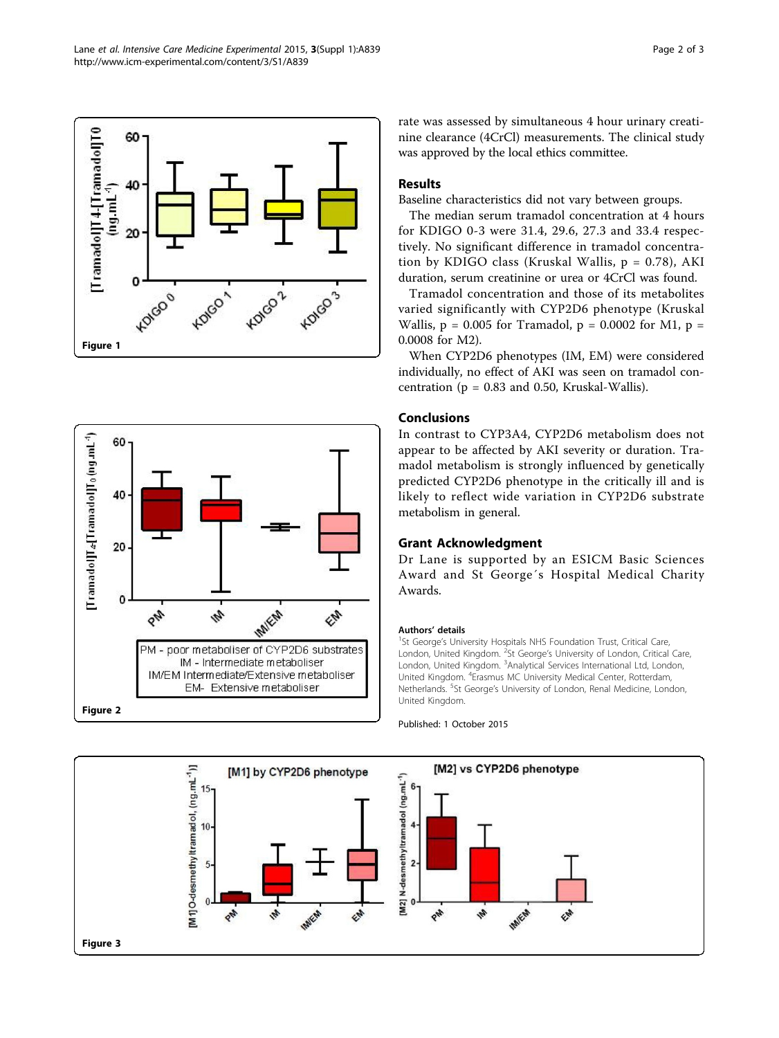Figure 1

Figure 2

rate was assessed by simultaneous 4 hour urinary creatinine clearance (4CrCl) measurements. The clinical study was approved by the local ethics committee.

## Results

Baseline characteristics did not vary between groups.

The median serum tramadol concentration at 4 hours for KDIGO 0-3 were 31.4, 29.6, 27.3 and 33.4 respectively. No significant difference in tramadol concentration by KDIGO class (Kruskal Wallis, $p = 0.78$), AKI duration, serum creatinine or urea or 4CrCl was found.

Tramadol concentration and those of its metabolites varied significantly with CYP2D6 phenotype (Kruskal Wallis, $p = 0.005$ for Tramadol, $p = 0.0002$ for M1, $p = 0.0008$ for M2).

When CYP2D6 phenotypes (IM, EM) were considered individually, no effect of AKI was seen on tramadol concentration ($p = 0.83$ and 0.50, Kruskal-Wallis).

## Conclusions

In contrast to CYP3A4, CYP2D6 metabolism does not appear to be affected by AKI severity or duration. Tramadol metabolism is strongly influenced by genetically predicted CYP2D6 phenotype in the critically ill and is likely to reflect wide variation in CYP2D6 substrate metabolism in general.

## Grant Acknowledgment

Dr Lane is supported by an ESICM Basic Sciences Award and St George´s Hospital Medical Charity Awards.

#### Authors' details

[1]St George's University Hospitals NHS Foundation Trust, Critical Care, London, United Kingdom. [2]St George's University of London, Critical Care, London, United Kingdom. [3]Analytical Services International Ltd, London, United Kingdom. [4]Erasmus MC University Medical Center, Rotterdam, Netherlands. [5]St George's University of London, Renal Medicine, London, United Kingdom.

Published: 1 October 2015

Figure 3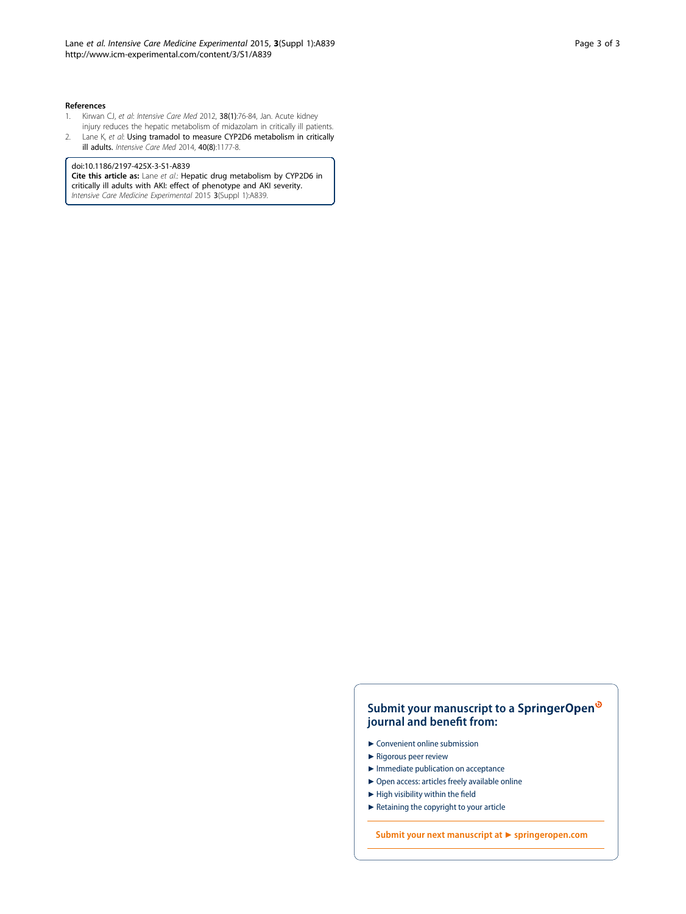### References

1. Kirwan CJ, *et al*: *Intensive Care Med* 2012, **38(1)**:76-84, Jan. Acute kidney injury reduces the hepatic metabolism of midazolam in critically ill patients.
2. Lane K, *et al*: Using tramadol to measure CYP2D6 metabolism in critically ill adults. *Intensive Care Med* 2014, **40(8)**:1177-8.

doi:10.1186/2197-425X-3-S1-A839
**Cite this article as:** Lane *et al.*: Hepatic drug metabolism by CYP2D6 in critically ill adults with AKI: effect of phenotype and AKI severity. *Intensive Care Medicine Experimental* 2015 **3**(Suppl 1):A839.

**Submit your manuscript to a SpringerOpen journal and benefit from:**

- ► Convenient online submission
- ► Rigorous peer review
- ► Immediate publication on acceptance
- ► Open access: articles freely available online
- ► High visibility within the field
- ► Retaining the copyright to your article

**Submit your next manuscript at ► springeropen.com**